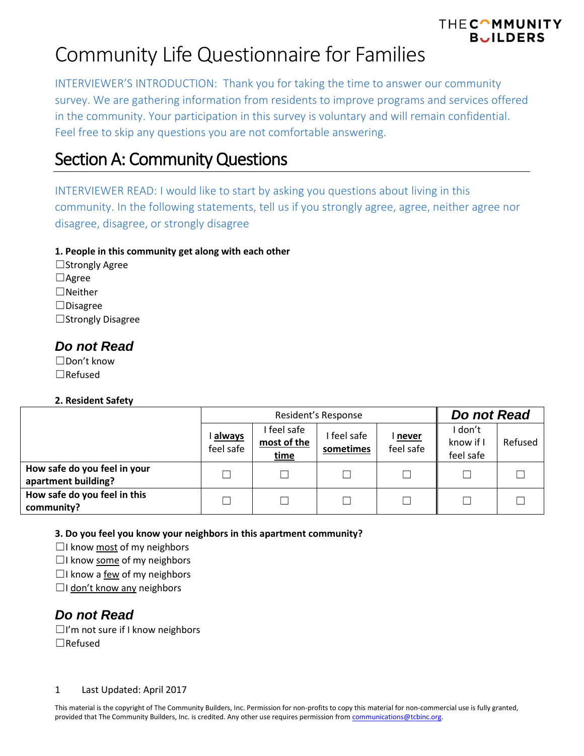# Community Life Questionnaire for Families

INTERVIEWER'S INTRODUCTION: Thank you for taking the time to answer our community survey. We are gathering information from residents to improve programs and services offered in the community. Your participation in this survey is voluntary and will remain confidential. Feel free to skip any questions you are not comfortable answering.

## Section A: Community Questions

INTERVIEWER READ: I would like to start by asking you questions about living in this community. In the following statements, tell us if you strongly agree, agree, neither agree nor disagree, disagree, or strongly disagree

**1. People in this community get along with each other**

☐Strongly Agree
☐Agree
☐Neither
☐Disagree
☐Strongly Disagree

### *Do not Read*

☐Don't know
☐Refused

**2. Resident Safety**

| | Resident's Response | | | | *Do not Read* | |
|---|---|---|---|---|---|---|
| | I **always** feel safe | I feel safe **most of the time** | I feel safe **sometimes** | I **never** feel safe | I don't know if I feel safe | Refused |
| **How safe do you feel in your apartment building?** | ☐ | ☐ | ☐ | ☐ | ☐ | ☐ |
| **How safe do you feel in this community?** | ☐ | ☐ | ☐ | ☐ | ☐ | ☐ |

**3. Do you feel you know your neighbors in this apartment community?**

☐I know most of my neighbors
☐I know some of my neighbors
☐I know a few of my neighbors
☐I don't know any neighbors

### *Do not Read*

☐I'm not sure if I know neighbors
☐Refused

Last Updated: April 2017

This material is the copyright of The Community Builders, Inc. Permission for non-profits to copy this material for non-commercial use is fully granted, provided that The Community Builders, Inc. is credited. Any other use requires permission from communications@tcbinc.org.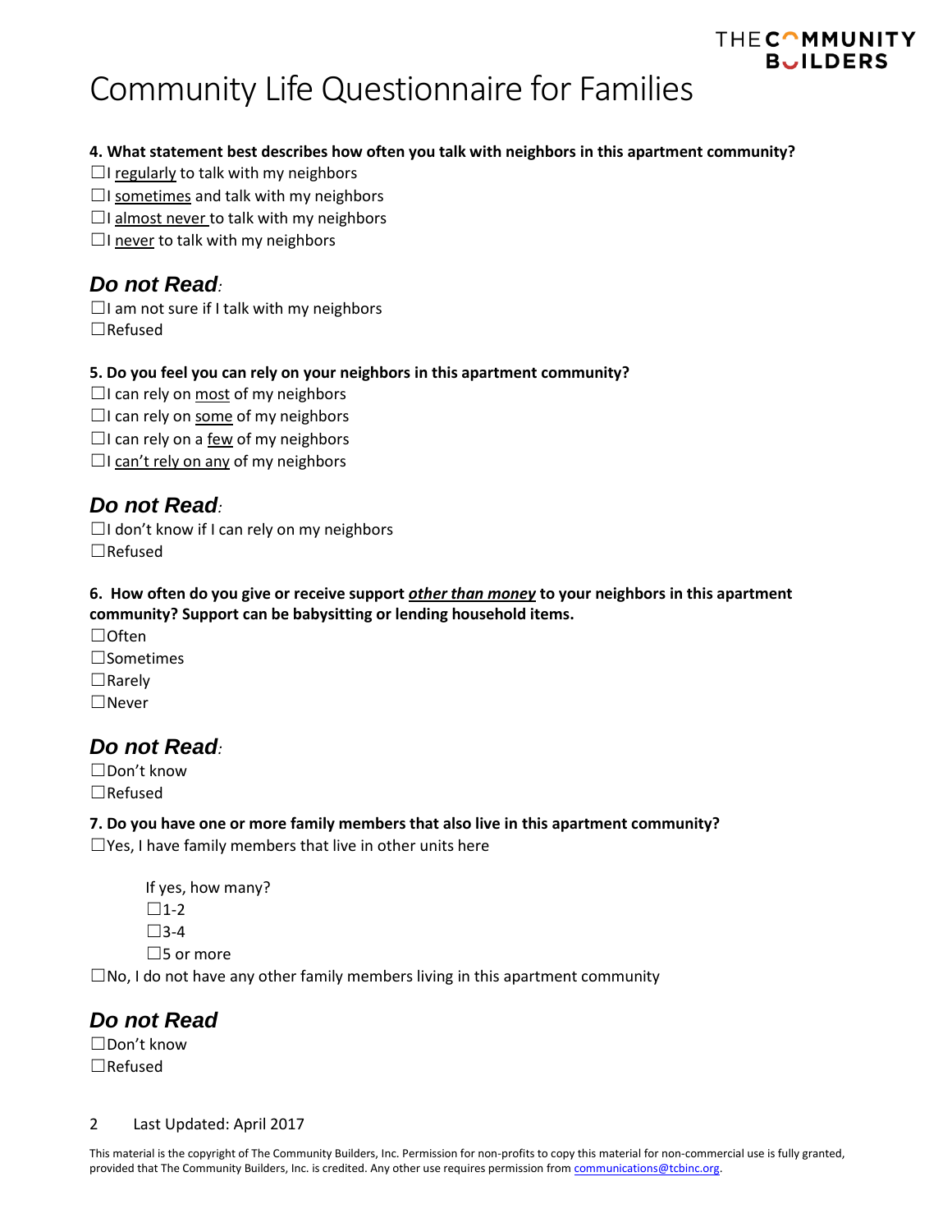# Community Life Questionnaire for Families

**4. What statement best describes how often you talk with neighbors in this apartment community?**

☐I regularly to talk with my neighbors
☐I sometimes and talk with my neighbors
☐I almost never to talk with my neighbors
☐I never to talk with my neighbors

## ***Do not Read:***

☐I am not sure if I talk with my neighbors
☐Refused

**5. Do you feel you can rely on your neighbors in this apartment community?**

☐I can rely on most of my neighbors
☐I can rely on some of my neighbors
☐I can rely on a few of my neighbors
☐I can't rely on any of my neighbors

## ***Do not Read:***

☐I don't know if I can rely on my neighbors
☐Refused

**6. How often do you give or receive support *other than money* to your neighbors in this apartment community? Support can be babysitting or lending household items.**

☐Often
☐Sometimes
☐Rarely
☐Never

## ***Do not Read:***

☐Don't know
☐Refused

**7. Do you have one or more family members that also live in this apartment community?**

☐Yes, I have family members that live in other units here

If yes, how many?
☐1-2
☐3-4
☐5 or more

☐No, I do not have any other family members living in this apartment community

## ***Do not Read***

☐Don't know
☐Refused

Last Updated: April 2017

This material is the copyright of The Community Builders, Inc. Permission for non-profits to copy this material for non-commercial use is fully granted, provided that The Community Builders, Inc. is credited. Any other use requires permission from communications@tcbinc.org.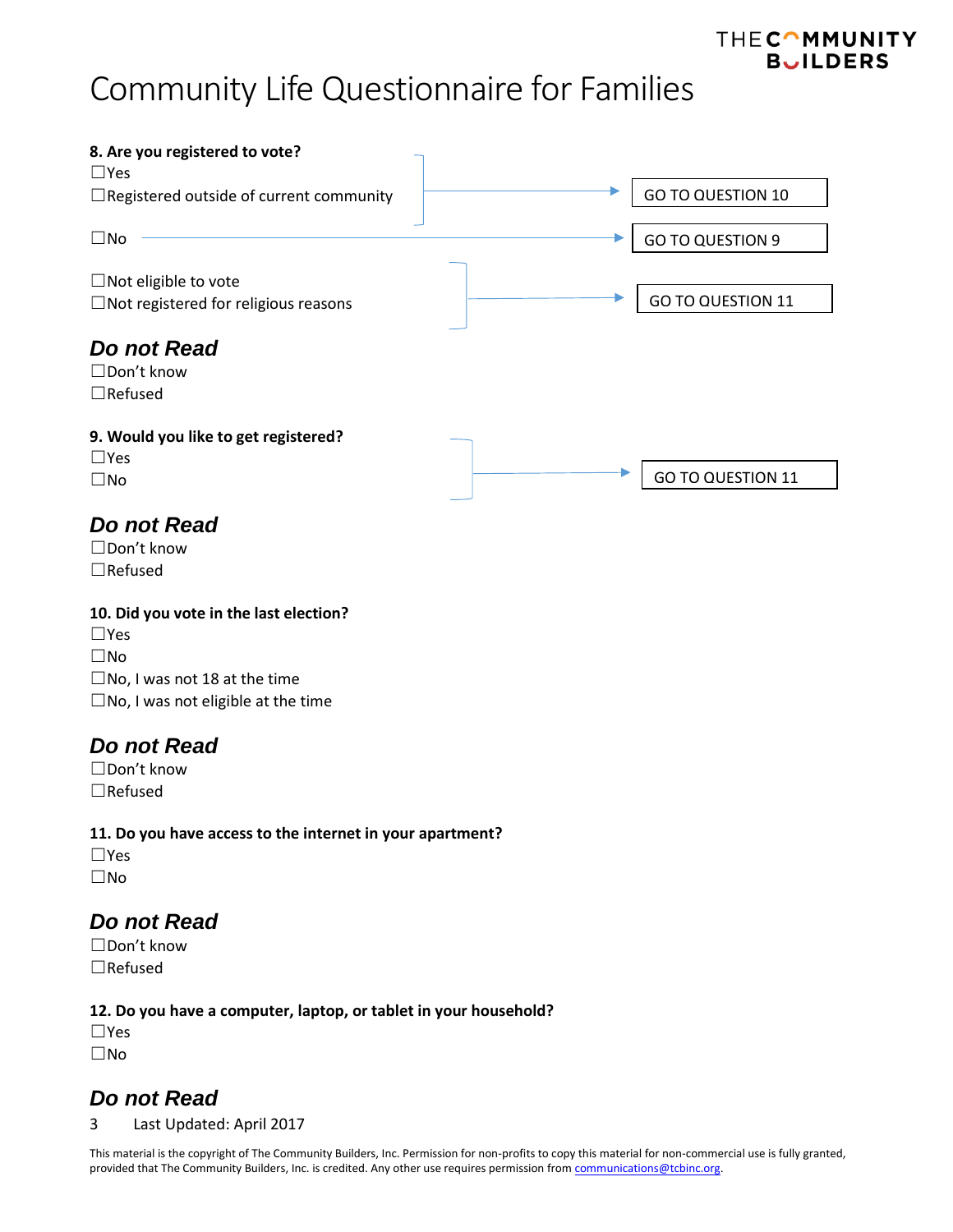# Community Life Questionnaire for Families

**8. Are you registered to vote?**

☐Yes
☐Registered outside of current community → GO TO QUESTION 10

☐No → GO TO QUESTION 9

☐Not eligible to vote
☐Not registered for religious reasons → GO TO QUESTION 11

### *Do not Read*

☐Don't know
☐Refused

**9. Would you like to get registered?**

☐Yes
☐No → GO TO QUESTION 11

### *Do not Read*

☐Don't know
☐Refused

**10. Did you vote in the last election?**

☐Yes
☐No
☐No, I was not 18 at the time
☐No, I was not eligible at the time

### *Do not Read*

☐Don't know
☐Refused

**11. Do you have access to the internet in your apartment?**

☐Yes
☐No

### *Do not Read*

☐Don't know
☐Refused

**12. Do you have a computer, laptop, or tablet in your household?**

☐Yes
☐No

### *Do not Read*

Last Updated: April 2017

This material is the copyright of The Community Builders, Inc. Permission for non-profits to copy this material for non-commercial use is fully granted, provided that The Community Builders, Inc. is credited. Any other use requires permission from communications@tcbinc.org.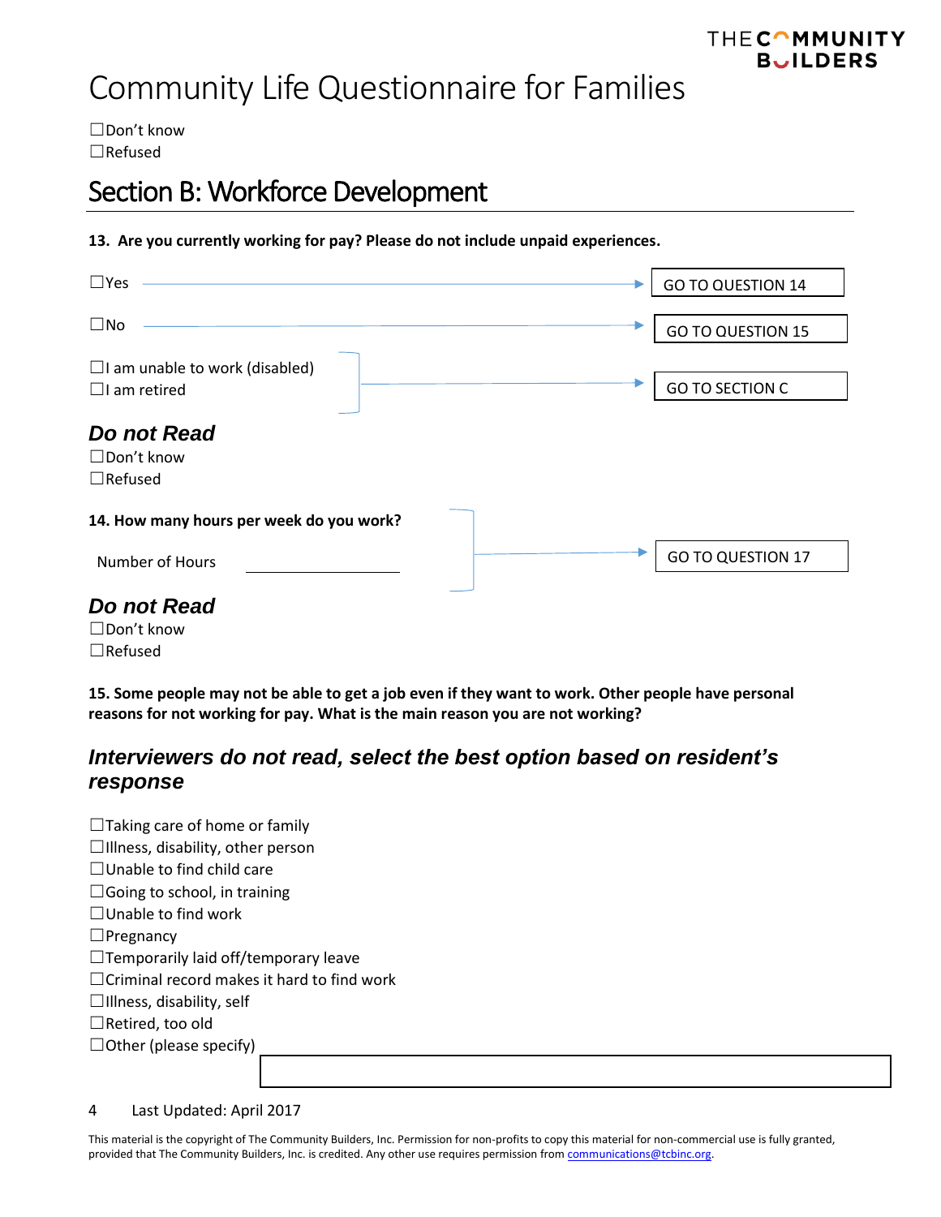☐Don't know
☐Refused

## Section B: Workforce Development

**13. Are you currently working for pay? Please do not include unpaid experiences.**

☐Yes → GO TO QUESTION 14

☐No → GO TO QUESTION 15

☐I am unable to work (disabled)
☐I am retired
→ GO TO SECTION C

***Do not Read***
☐Don't know
☐Refused

**14. How many hours per week do you work?** → GO TO QUESTION 17

Number of Hours \_\_\_\_\_\_\_\_\_\_\_\_\_\_\_\_

***Do not Read***
☐Don't know
☐Refused

**15. Some people may not be able to get a job even if they want to work. Other people have personal reasons for not working for pay. What is the main reason you are not working?**

***Interviewers do not read, select the best option based on resident's response***

☐Taking care of home or family
☐Illness, disability, other person
☐Unable to find child care
☐Going to school, in training
☐Unable to find work
☐Pregnancy
☐Temporarily laid off/temporary leave
☐Criminal record makes it hard to find work
☐Illness, disability, self
☐Retired, too old
☐Other (please specify) \_\_\_\_\_\_\_\_\_\_\_\_\_\_\_\_

Last Updated: April 2017

This material is the copyright of The Community Builders, Inc. Permission for non-profits to copy this material for non-commercial use is fully granted, provided that The Community Builders, Inc. is credited. Any other use requires permission from communications@tcbinc.org.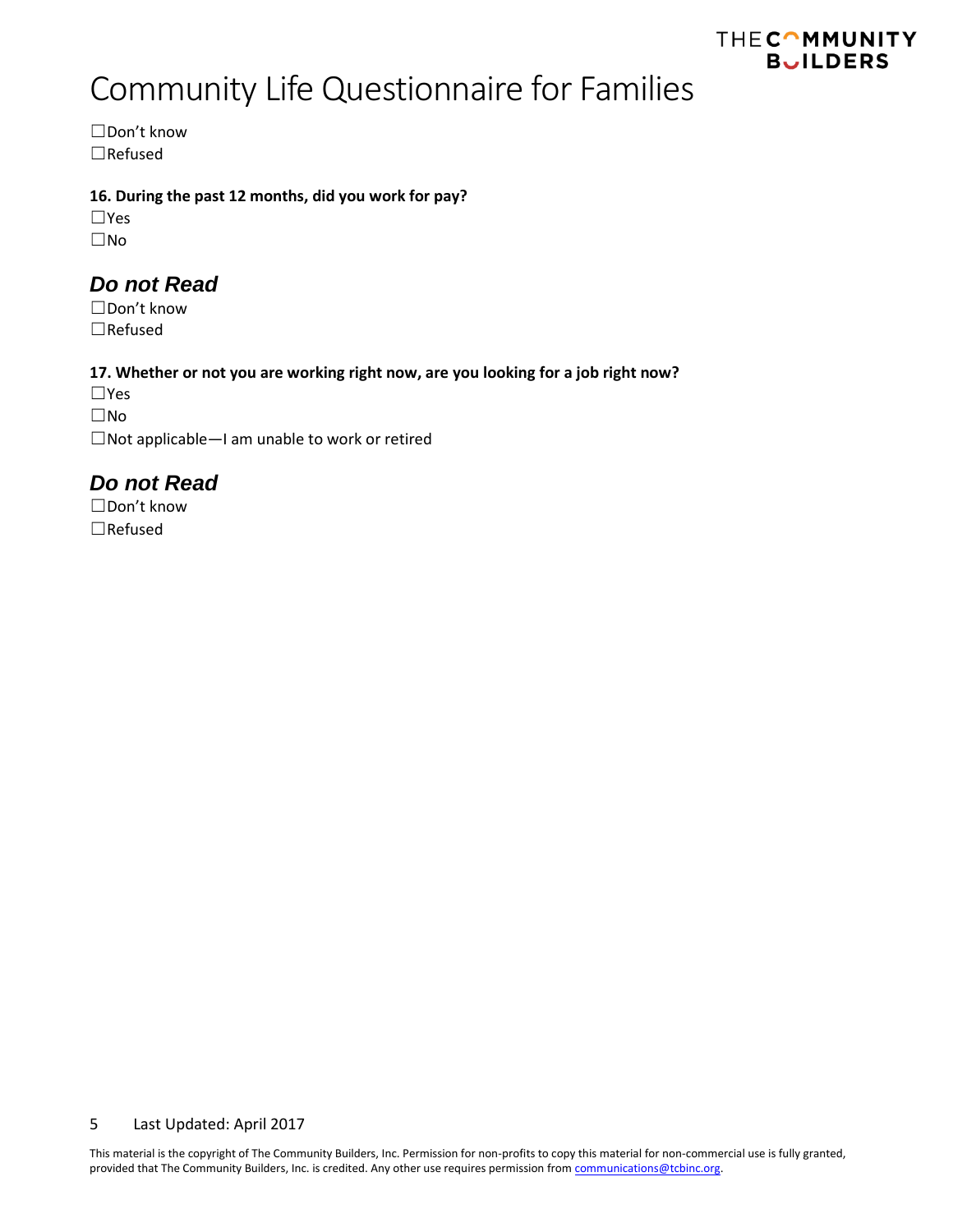# Community Life Questionnaire for Families

☐Don't know
☐Refused

**16. During the past 12 months, did you work for pay?**

☐Yes
☐No

### *Do not Read*

☐Don't know
☐Refused

**17. Whether or not you are working right now, are you looking for a job right now?**

☐Yes
☐No
☐Not applicable—I am unable to work or retired

### *Do not Read*

☐Don't know
☐Refused

Last Updated: April 2017

This material is the copyright of The Community Builders, Inc. Permission for non-profits to copy this material for non-commercial use is fully granted, provided that The Community Builders, Inc. is credited. Any other use requires permission from communications@tcbinc.org.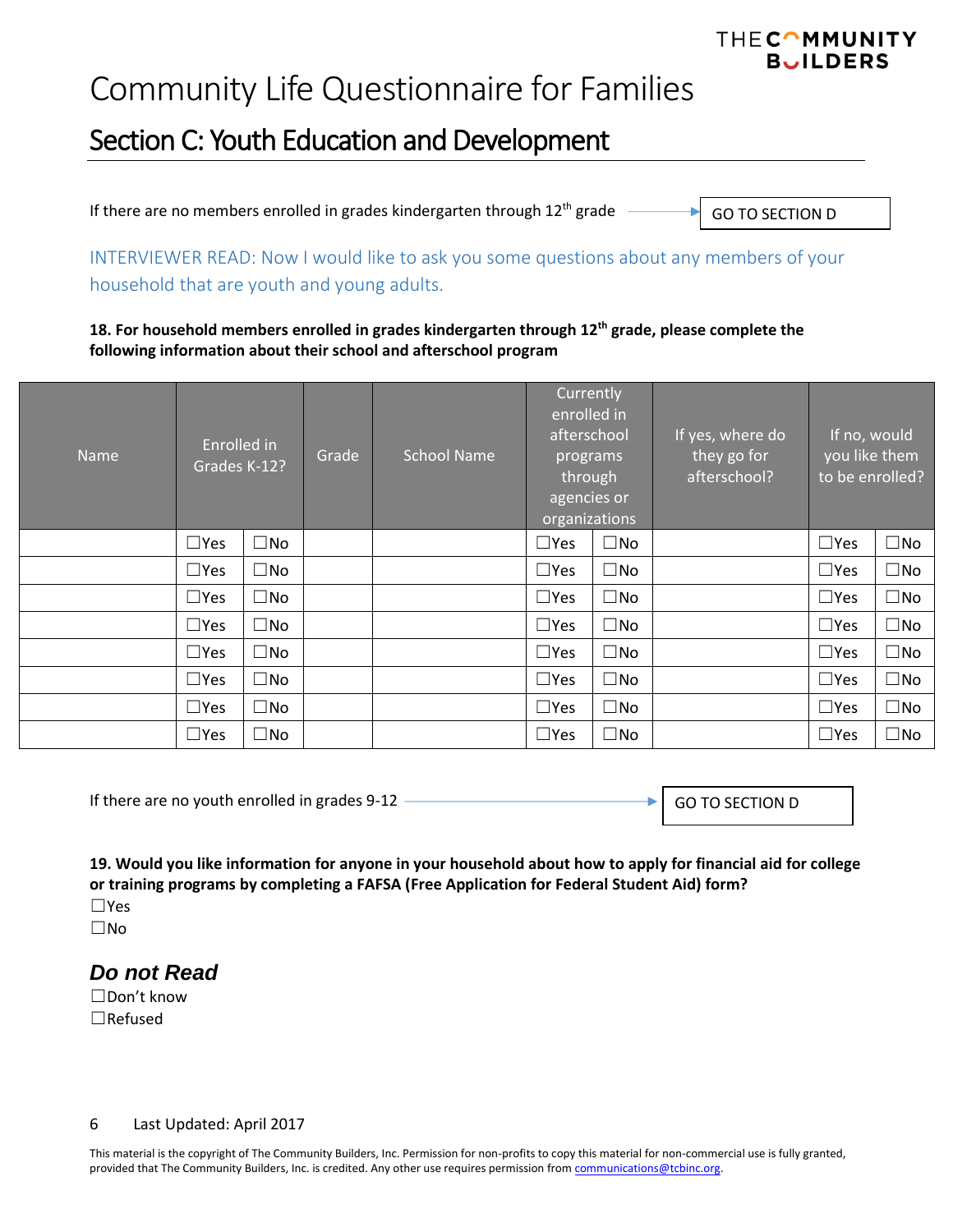# Community Life Questionnaire for Families

## Section C: Youth Education and Development

If there are no members enrolled in grades kindergarten through 12th grade → GO TO SECTION D

INTERVIEWER READ: Now I would like to ask you some questions about any members of your household that are youth and young adults.

**18. For household members enrolled in grades kindergarten through 12th grade, please complete the following information about their school and afterschool program**

| Name | Enrolled in Grades K-12? | | Grade | School Name | Currently enrolled in afterschool programs through agencies or organizations | | If yes, where do they go for afterschool? | If no, would you like them to be enrolled? | |
|---|---|---|---|---|---|---|---|---|---|
| | ☐Yes | ☐No | | | ☐Yes | ☐No | | ☐Yes | ☐No |
| | ☐Yes | ☐No | | | ☐Yes | ☐No | | ☐Yes | ☐No |
| | ☐Yes | ☐No | | | ☐Yes | ☐No | | ☐Yes | ☐No |
| | ☐Yes | ☐No | | | ☐Yes | ☐No | | ☐Yes | ☐No |
| | ☐Yes | ☐No | | | ☐Yes | ☐No | | ☐Yes | ☐No |
| | ☐Yes | ☐No | | | ☐Yes | ☐No | | ☐Yes | ☐No |
| | ☐Yes | ☐No | | | ☐Yes | ☐No | | ☐Yes | ☐No |
| | ☐Yes | ☐No | | | ☐Yes | ☐No | | ☐Yes | ☐No |

If there are no youth enrolled in grades 9-12 → GO TO SECTION D

**19. Would you like information for anyone in your household about how to apply for financial aid for college or training programs by completing a FAFSA (Free Application for Federal Student Aid) form?**

☐Yes
☐No

### *Do not Read*

☐Don't know
☐Refused

Last Updated: April 2017

This material is the copyright of The Community Builders, Inc. Permission for non-profits to copy this material for non-commercial use is fully granted, provided that The Community Builders, Inc. is credited. Any other use requires permission from communications@tcbinc.org.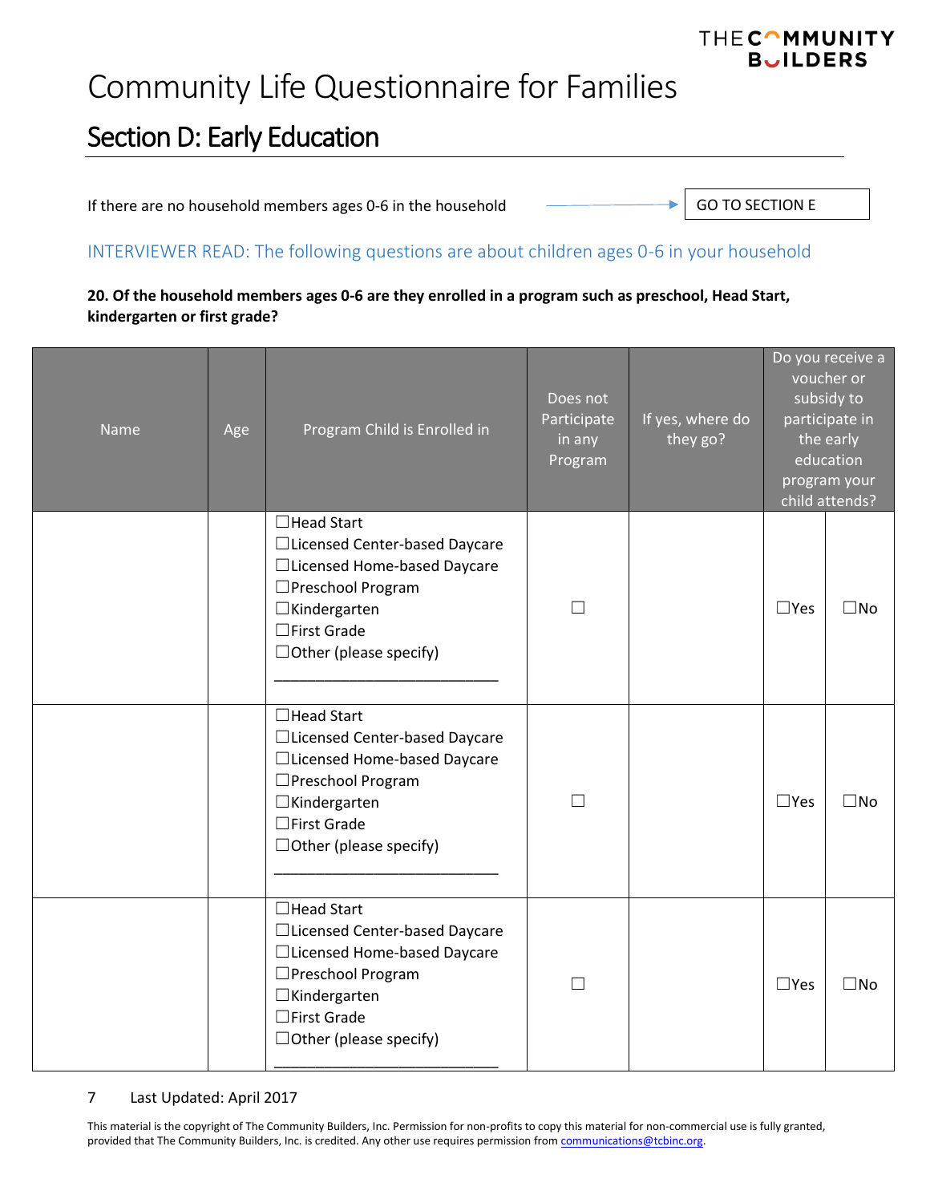# Community Life Questionnaire for Families

## Section D: Early Education

If there are no household members ages 0-6 in the household → GO TO SECTION E

INTERVIEWER READ: The following questions are about children ages 0-6 in your household

**20. Of the household members ages 0-6 are they enrolled in a program such as preschool, Head Start, kindergarten or first grade?**

| Name | Age | Program Child is Enrolled in | Does not Participate in any Program | If yes, where do they go? | Do you receive a voucher or subsidy to participate in the early education program your child attends? | |
|---|---|---|---|---|---|---|
| | | ☐Head Start<br>☐Licensed Center-based Daycare<br>☐Licensed Home-based Daycare<br>☐Preschool Program<br>☐Kindergarten<br>☐First Grade<br>☐Other (please specify)<br>____________________________ | ☐ | | ☐Yes | ☐No |
| | | ☐Head Start<br>☐Licensed Center-based Daycare<br>☐Licensed Home-based Daycare<br>☐Preschool Program<br>☐Kindergarten<br>☐First Grade<br>☐Other (please specify)<br>____________________________ | ☐ | | ☐Yes | ☐No |
| | | ☐Head Start<br>☐Licensed Center-based Daycare<br>☐Licensed Home-based Daycare<br>☐Preschool Program<br>☐Kindergarten<br>☐First Grade<br>☐Other (please specify)<br>____________________________ | ☐ | | ☐Yes | ☐No |

Last Updated: April 2017

This material is the copyright of The Community Builders, Inc. Permission for non-profits to copy this material for non-commercial use is fully granted, provided that The Community Builders, Inc. is credited. Any other use requires permission from communications@tcbinc.org.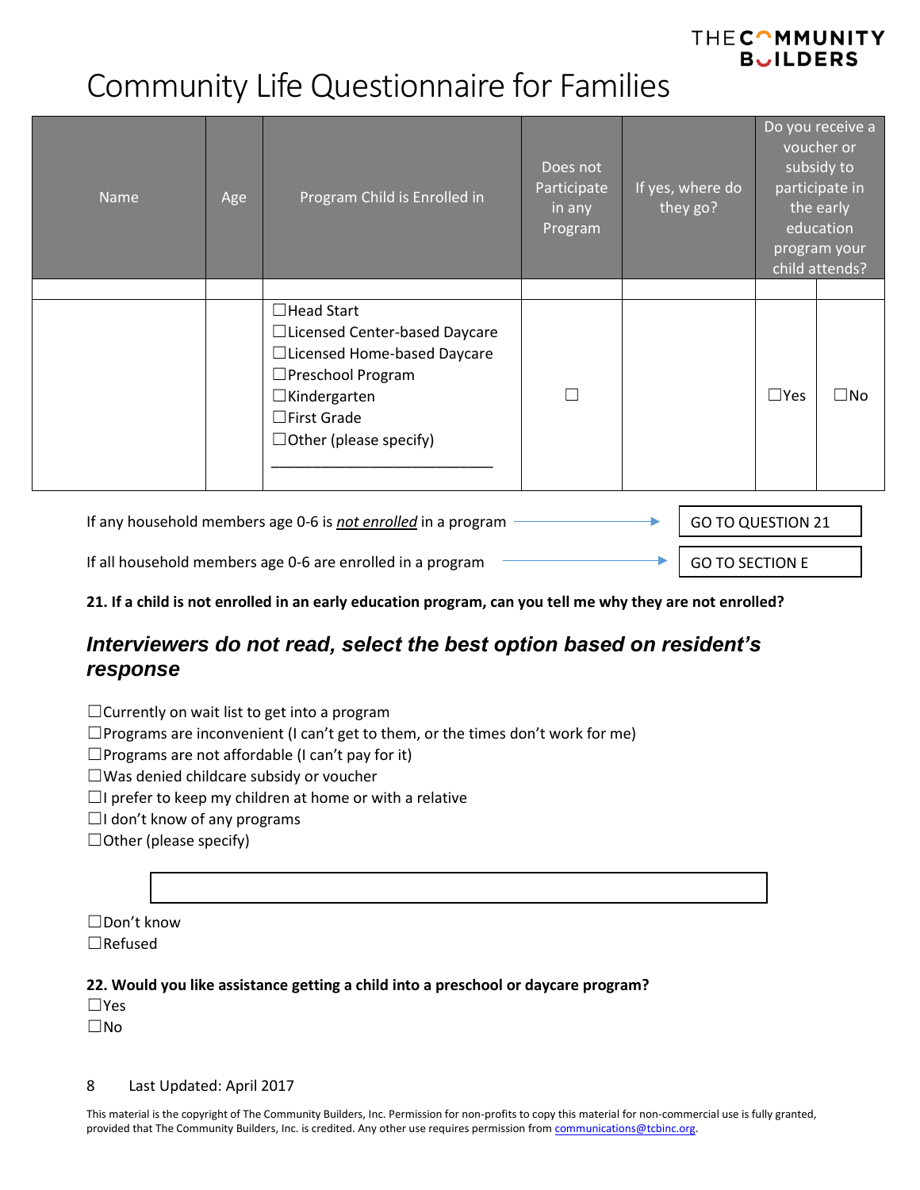# Community Life Questionnaire for Families

| Name | Age | Program Child is Enrolled in | Does not Participate in any Program | If yes, where do they go? | Do you receive a voucher or subsidy to participate in the early education program your child attends? | |
|---|---|---|---|---|---|---|
| | | | | | | |
| | | ☐Head Start<br>☐Licensed Center-based Daycare<br>☐Licensed Home-based Daycare<br>☐Preschool Program<br>☐Kindergarten<br>☐First Grade<br>☐Other (please specify)<br>_______________________ | ☐ | | ☐Yes | ☐No |

If any household members age 0-6 is ***not enrolled*** in a program → GO TO QUESTION 21

If all household members age 0-6 are enrolled in a program → GO TO SECTION E

**21. If a child is not enrolled in an early education program, can you tell me why they are not enrolled?**

## *Interviewers do not read, select the best option based on resident's response*

☐Currently on wait list to get into a program
☐Programs are inconvenient (I can't get to them, or the times don't work for me)
☐Programs are not affordable (I can't pay for it)
☐Was denied childcare subsidy or voucher
☐I prefer to keep my children at home or with a relative
☐I don't know of any programs
☐Other (please specify)

________________________________

☐Don't know
☐Refused

**22. Would you like assistance getting a child into a preschool or daycare program?**
☐Yes
☐No

Last Updated: April 2017

This material is the copyright of The Community Builders, Inc. Permission for non-profits to copy this material for non-commercial use is fully granted, provided that The Community Builders, Inc. is credited. Any other use requires permission from communications@tcbinc.org.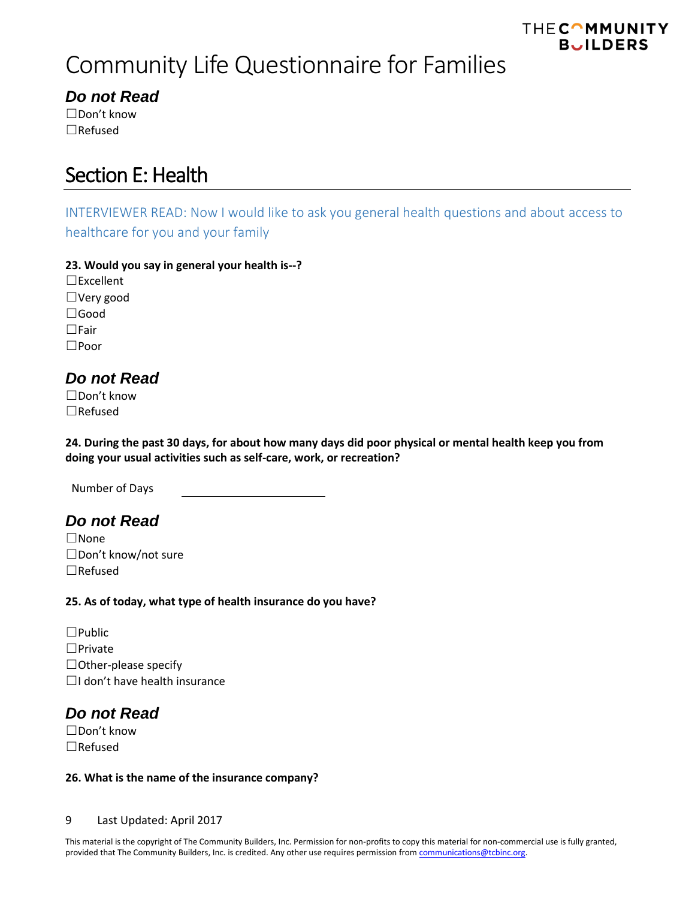# Community Life Questionnaire for Families

### *Do not Read*

☐Don't know
☐Refused

## Section E: Health

INTERVIEWER READ: Now I would like to ask you general health questions and about access to healthcare for you and your family

**23. Would you say in general your health is--?**

☐Excellent
☐Very good
☐Good
☐Fair
☐Poor

### *Do not Read*

☐Don't know
☐Refused

**24. During the past 30 days, for about how many days did poor physical or mental health keep you from doing your usual activities such as self-care, work, or recreation?**

Number of Days ____________________

### *Do not Read*

☐None
☐Don't know/not sure
☐Refused

**25. As of today, what type of health insurance do you have?**

☐Public
☐Private
☐Other-please specify
☐I don't have health insurance

### *Do not Read*

☐Don't know
☐Refused

**26. What is the name of the insurance company?**

Last Updated: April 2017

This material is the copyright of The Community Builders, Inc. Permission for non-profits to copy this material for non-commercial use is fully granted, provided that The Community Builders, Inc. is credited. Any other use requires permission from communications@tcbinc.org.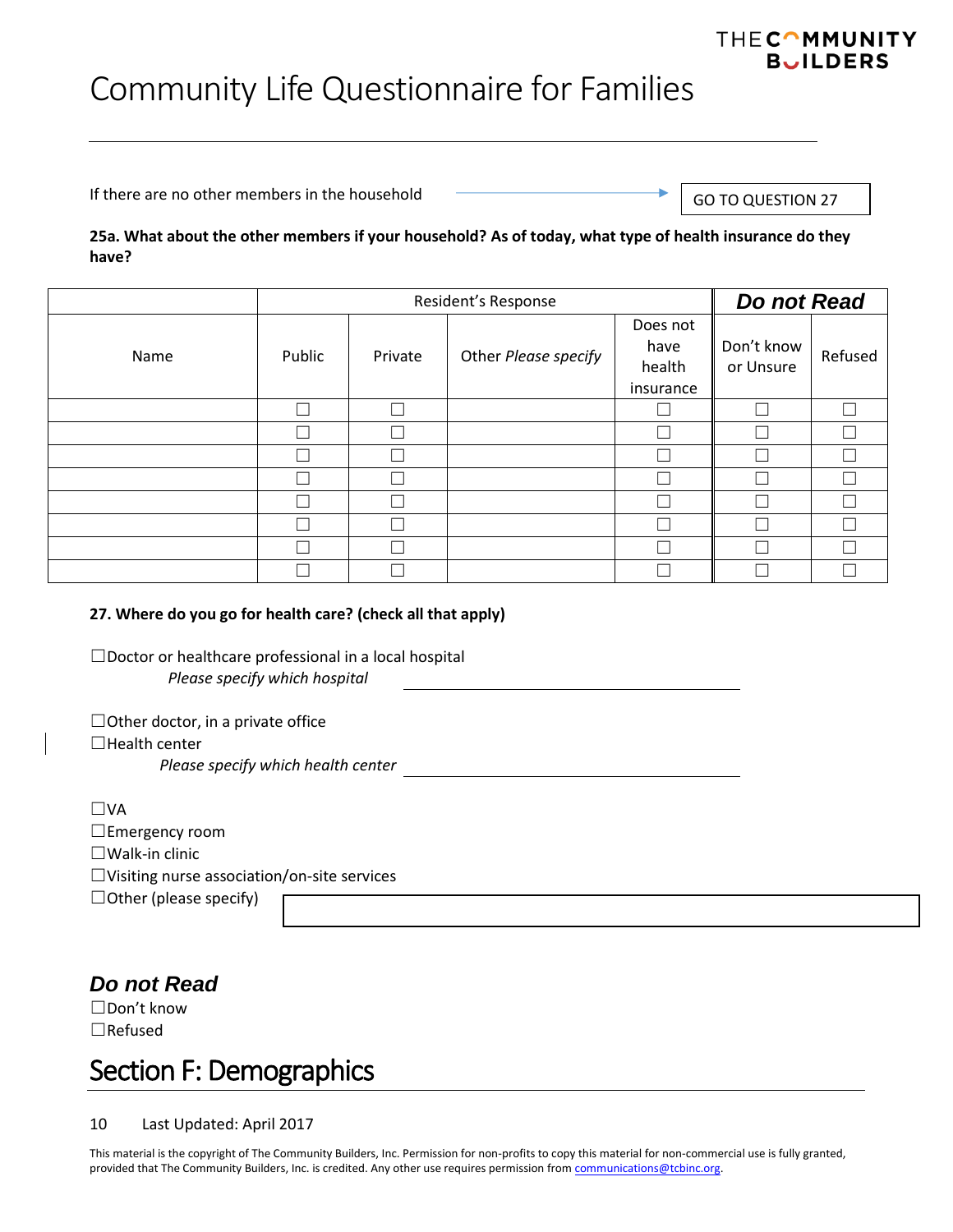# Community Life Questionnaire for Families

If there are no other members in the household → GO TO QUESTION 27

**25a. What about the other members if your household? As of today, what type of health insurance do they have?**

| | Resident's Response | | | | ***Do not Read*** | |
|---|---|---|---|---|---|---|
| Name | Public | Private | Other *Please specify* | Does not have health insurance | Don't know or Unsure | Refused |
| | ☐ | ☐ | | ☐ | ☐ | ☐ |
| | ☐ | ☐ | | ☐ | ☐ | ☐ |
| | ☐ | ☐ | | ☐ | ☐ | ☐ |
| | ☐ | ☐ | | ☐ | ☐ | ☐ |
| | ☐ | ☐ | | ☐ | ☐ | ☐ |
| | ☐ | ☐ | | ☐ | ☐ | ☐ |
| | ☐ | ☐ | | ☐ | ☐ | ☐ |
| | ☐ | ☐ | | ☐ | ☐ | ☐ |

**27. Where do you go for health care? (check all that apply)**

☐Doctor or healthcare professional in a local hospital
*Please specify which hospital* ______________________________

☐Other doctor, in a private office
☐Health center
*Please specify which health center* ______________________________

☐VA
☐Emergency room
☐Walk-in clinic
☐Visiting nurse association/on-site services
☐Other (please specify) ______________________________

***Do not Read***
☐Don't know
☐Refused

## Section F: Demographics

Last Updated: April 2017

This material is the copyright of The Community Builders, Inc. Permission for non-profits to copy this material for non-commercial use is fully granted, provided that The Community Builders, Inc. is credited. Any other use requires permission from communications@tcbinc.org.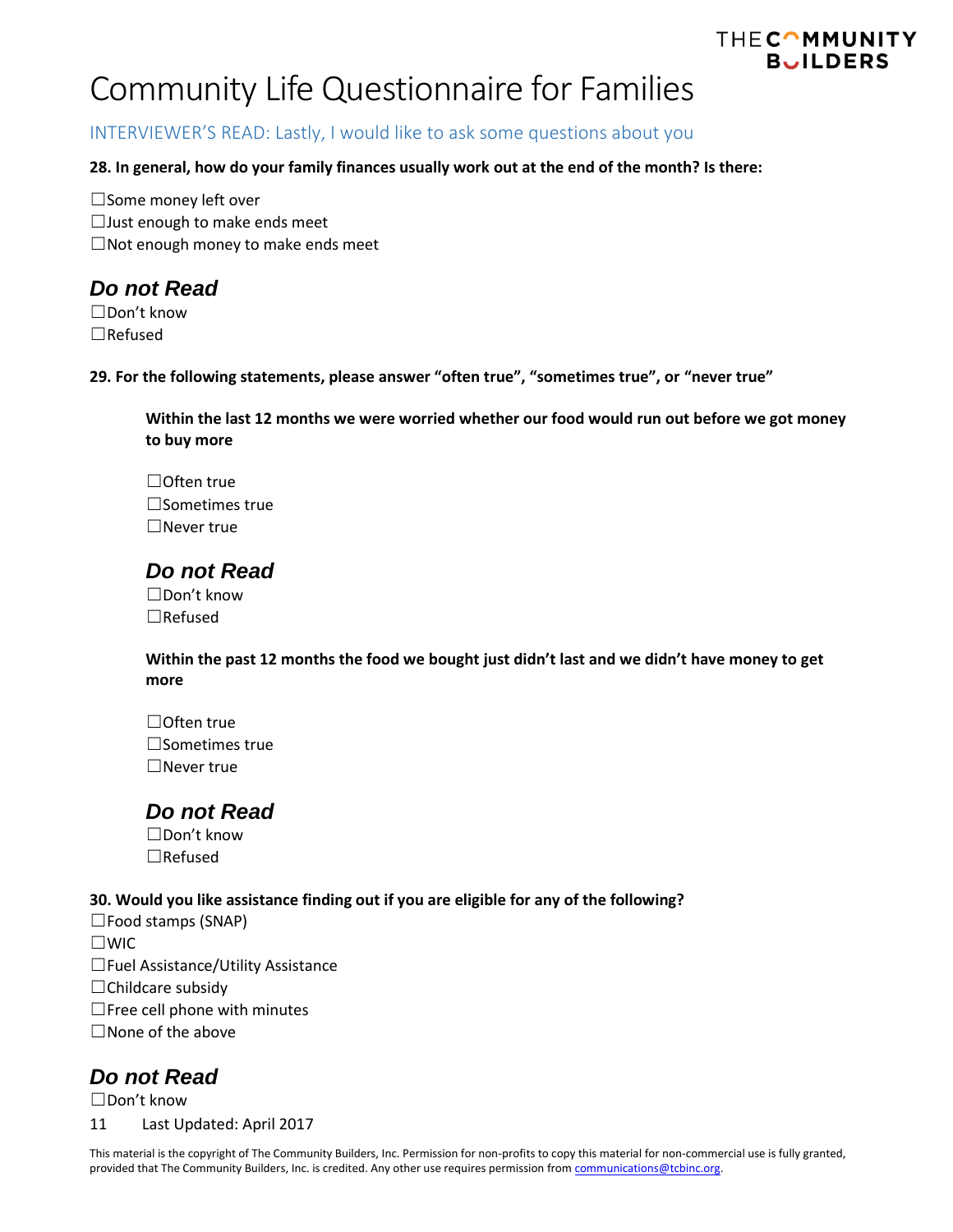# Community Life Questionnaire for Families

INTERVIEWER'S READ: Lastly, I would like to ask some questions about you

**28. In general, how do your family finances usually work out at the end of the month? Is there:**

☐Some money left over
☐Just enough to make ends meet
☐Not enough money to make ends meet

### *Do not Read*

☐Don't know
☐Refused

**29. For the following statements, please answer "often true", "sometimes true", or "never true"**

**Within the last 12 months we were worried whether our food would run out before we got money to buy more**

☐Often true
☐Sometimes true
☐Never true

### *Do not Read*

☐Don't know
☐Refused

**Within the past 12 months the food we bought just didn't last and we didn't have money to get more**

☐Often true
☐Sometimes true
☐Never true

### *Do not Read*

☐Don't know
☐Refused

**30. Would you like assistance finding out if you are eligible for any of the following?**

☐Food stamps (SNAP)
☐WIC
☐Fuel Assistance/Utility Assistance
☐Childcare subsidy
☐Free cell phone with minutes
☐None of the above

### *Do not Read*

☐Don't know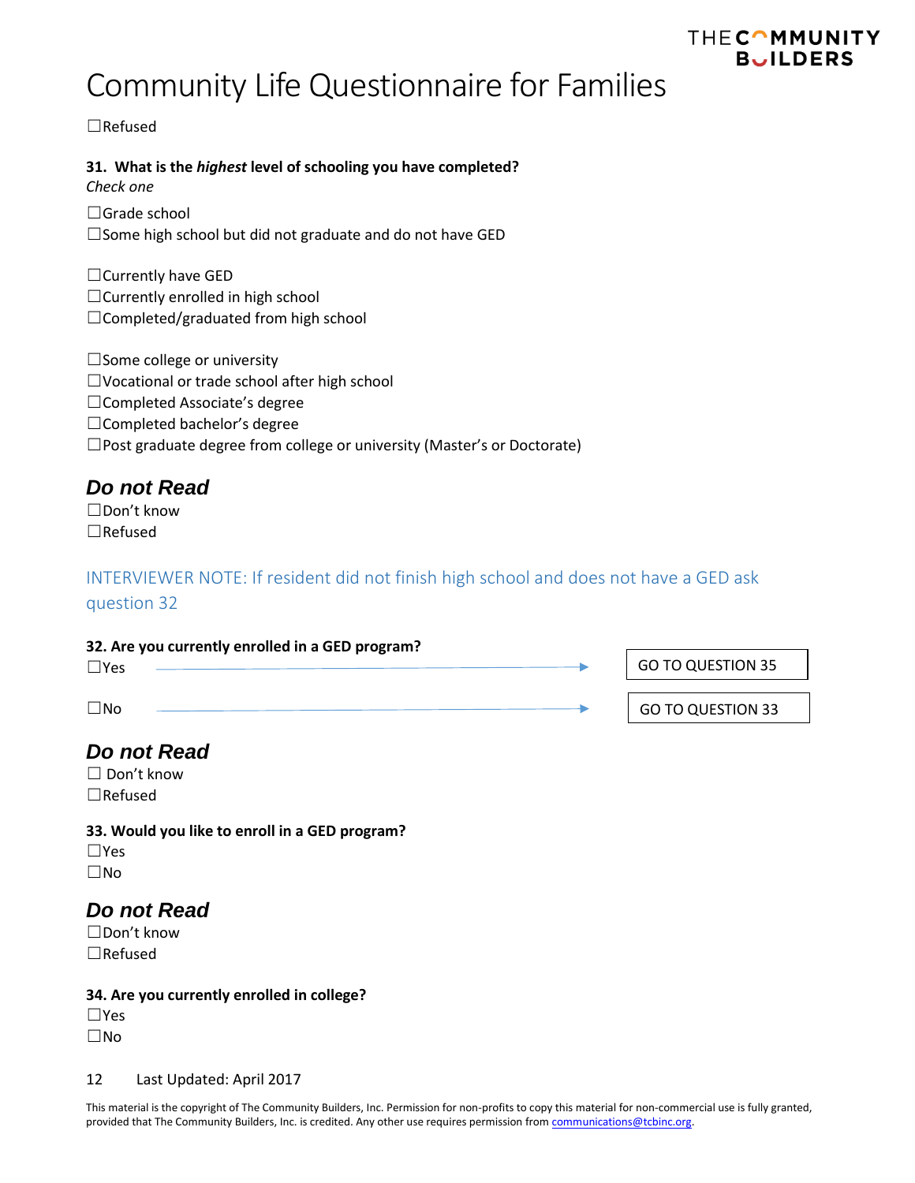☐Refused

**31. What is the *highest* level of schooling you have completed?**
*Check one*

☐Grade school
☐Some high school but did not graduate and do not have GED

☐Currently have GED
☐Currently enrolled in high school
☐Completed/graduated from high school

☐Some college or university
☐Vocational or trade school after high school
☐Completed Associate's degree
☐Completed bachelor's degree
☐Post graduate degree from college or university (Master's or Doctorate)

## *Do not Read*
☐Don't know
☐Refused

INTERVIEWER NOTE: If resident did not finish high school and does not have a GED ask question 32

**32. Are you currently enrolled in a GED program?**
☐Yes → GO TO QUESTION 35

☐No → GO TO QUESTION 33

## *Do not Read*
☐ Don't know
☐Refused

**33. Would you like to enroll in a GED program?**
☐Yes
☐No

## *Do not Read*
☐Don't know
☐Refused

**34. Are you currently enrolled in college?**
☐Yes
☐No

Last Updated: April 2017

This material is the copyright of The Community Builders, Inc. Permission for non-profits to copy this material for non-commercial use is fully granted, provided that The Community Builders, Inc. is credited. Any other use requires permission from communications@tcbinc.org.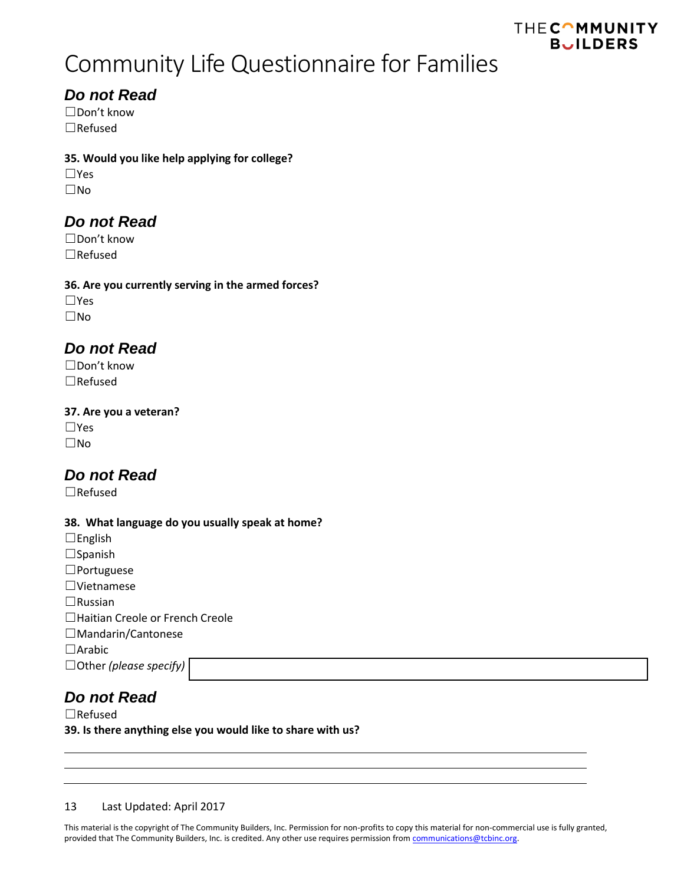# Community Life Questionnaire for Families

### *Do not Read*

☐Don't know
☐Refused

**35. Would you like help applying for college?**

☐Yes
☐No

### *Do not Read*

☐Don't know
☐Refused

**36. Are you currently serving in the armed forces?**

☐Yes
☐No

### *Do not Read*

☐Don't know
☐Refused

**37. Are you a veteran?**

☐Yes
☐No

### *Do not Read*

☐Refused

**38. What language do you usually speak at home?**

☐English
☐Spanish
☐Portuguese
☐Vietnamese
☐Russian
☐Haitian Creole or French Creole
☐Mandarin/Cantonese
☐Arabic
☐Other *(please specify)* ______________________

### *Do not Read*

☐Refused

**39. Is there anything else you would like to share with us?**

______________________________________________________________________

______________________________________________________________________

______________________________________________________________________

Last Updated: April 2017

This material is the copyright of The Community Builders, Inc. Permission for non-profits to copy this material for non-commercial use is fully granted, provided that The Community Builders, Inc. is credited. Any other use requires permission from communications@tcbinc.org.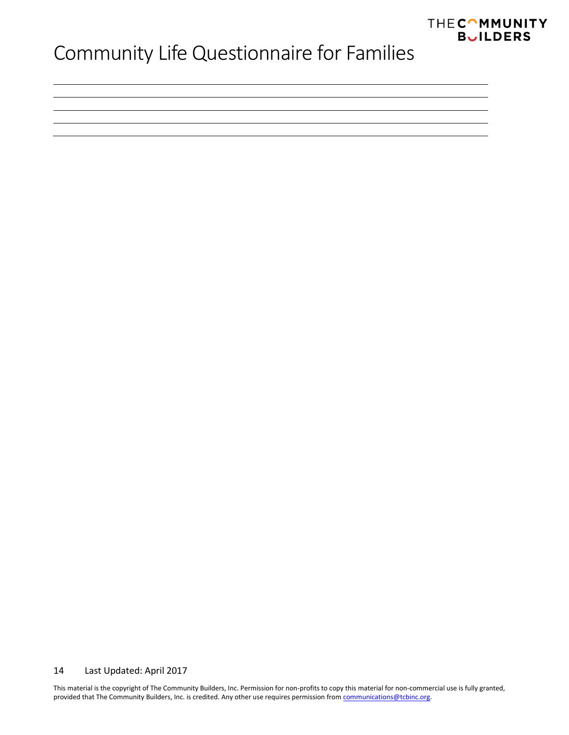# Community Life Questionnaire for Families

\_\_\_\_\_\_\_\_\_\_\_\_\_\_\_\_\_\_\_\_\_\_\_\_\_\_\_\_\_\_\_\_\_\_\_\_\_\_\_\_\_\_\_\_\_\_\_\_\_\_\_\_\_\_\_\_\_\_\_\_\_\_\_\_\_\_\_\_\_\_\_\_\_\_\_\_

\_\_\_\_\_\_\_\_\_\_\_\_\_\_\_\_\_\_\_\_\_\_\_\_\_\_\_\_\_\_\_\_\_\_\_\_\_\_\_\_\_\_\_\_\_\_\_\_\_\_\_\_\_\_\_\_\_\_\_\_\_\_\_\_\_\_\_\_\_\_\_\_\_\_\_\_

\_\_\_\_\_\_\_\_\_\_\_\_\_\_\_\_\_\_\_\_\_\_\_\_\_\_\_\_\_\_\_\_\_\_\_\_\_\_\_\_\_\_\_\_\_\_\_\_\_\_\_\_\_\_\_\_\_\_\_\_\_\_\_\_\_\_\_\_\_\_\_\_\_\_\_\_

\_\_\_\_\_\_\_\_\_\_\_\_\_\_\_\_\_\_\_\_\_\_\_\_\_\_\_\_\_\_\_\_\_\_\_\_\_\_\_\_\_\_\_\_\_\_\_\_\_\_\_\_\_\_\_\_\_\_\_\_\_\_\_\_\_\_\_\_\_\_\_\_\_\_\_\_

\_\_\_\_\_\_\_\_\_\_\_\_\_\_\_\_\_\_\_\_\_\_\_\_\_\_\_\_\_\_\_\_\_\_\_\_\_\_\_\_\_\_\_\_\_\_\_\_\_\_\_\_\_\_\_\_\_\_\_\_\_\_\_\_\_\_\_\_\_\_\_\_\_\_\_\_

Last Updated: April 2017

This material is the copyright of The Community Builders, Inc. Permission for non-profits to copy this material for non-commercial use is fully granted, provided that The Community Builders, Inc. is credited. Any other use requires permission from communications@tcbinc.org.